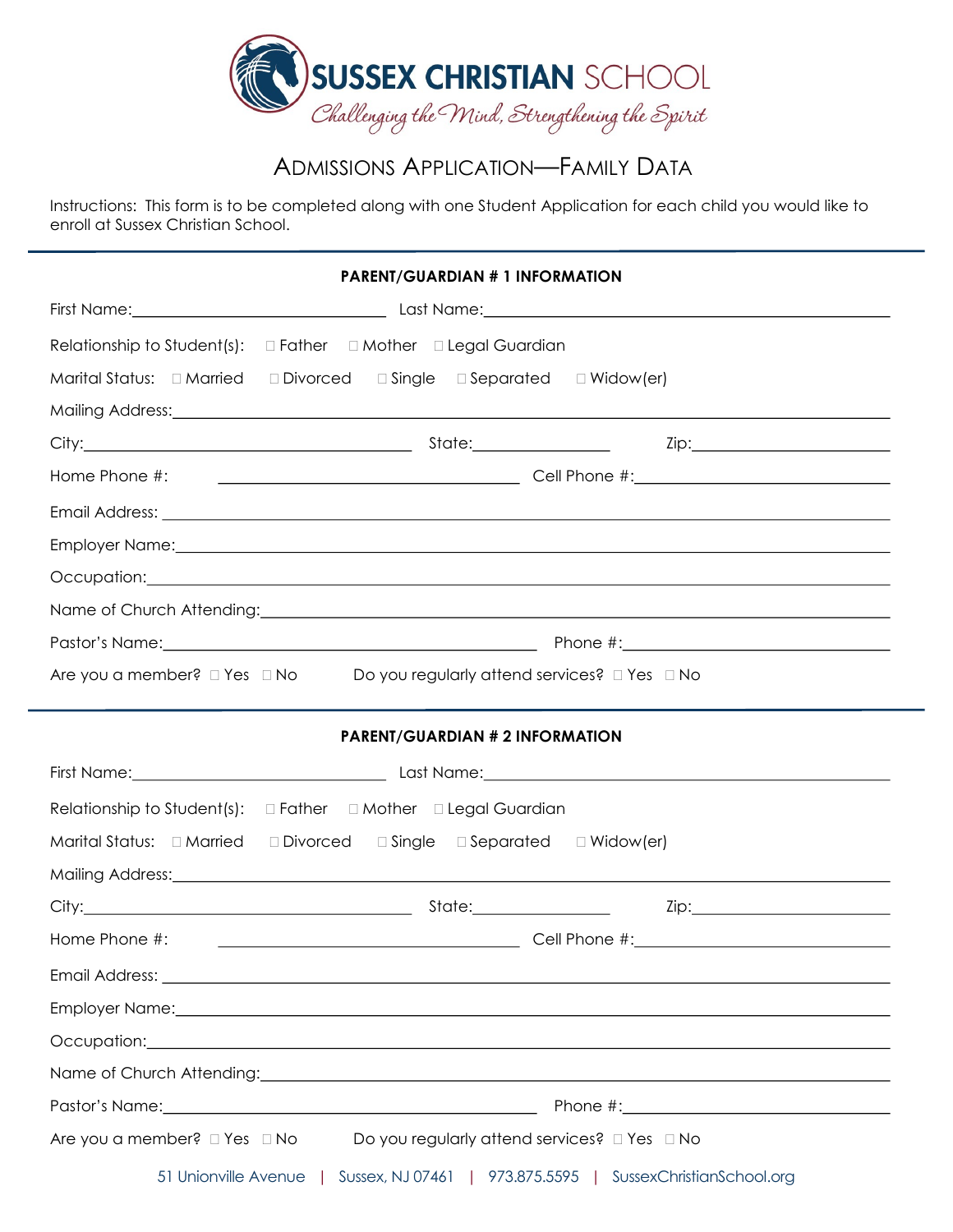# SUSSEX CHRISTIAN SCHOOL

*Challenging the Mind, Strengthening the Spirit*

## Admissions Application—Family Data

Instructions: This form is to be completed along with one Student Application for each child you would like to enroll at Sussex Christian School.

---

### PARENT/GUARDIAN # 1 INFORMATION

First Name:\_\_\_\_\_\_\_\_\_\_\_\_\_\_\_\_\_\_\_\_ Last Name:\_\_\_\_\_\_\_\_\_\_\_\_\_\_\_\_\_\_\_\_\_\_\_\_\_\_\_\_\_\_

Relationship to Student(s): ☐ Father ☐ Mother ☐ Legal Guardian

Marital Status: ☐ Married ☐ Divorced ☐ Single ☐ Separated ☐ Widow(er)

Mailing Address:\_\_\_\_\_\_\_\_\_\_\_\_\_\_\_\_\_\_\_\_\_\_\_\_\_\_\_\_\_\_\_\_\_\_\_\_\_\_\_\_\_\_\_\_\_\_\_\_\_\_\_\_

City:\_\_\_\_\_\_\_\_\_\_\_\_\_\_\_\_\_\_\_\_\_\_\_\_\_\_ State:\_\_\_\_\_\_\_\_\_\_\_ Zip:\_\_\_\_\_\_\_\_\_\_\_\_\_\_\_\_

Home Phone #: \_\_\_\_\_\_\_\_\_\_\_\_\_\_\_\_\_\_\_\_\_\_\_\_ Cell Phone #:\_\_\_\_\_\_\_\_\_\_\_\_\_\_\_\_\_\_\_\_

Email Address: \_\_\_\_\_\_\_\_\_\_\_\_\_\_\_\_\_\_\_\_\_\_\_\_\_\_\_\_\_\_\_\_\_\_\_\_\_\_\_\_\_\_\_\_\_\_\_\_\_\_\_\_\_

Employer Name:\_\_\_\_\_\_\_\_\_\_\_\_\_\_\_\_\_\_\_\_\_\_\_\_\_\_\_\_\_\_\_\_\_\_\_\_\_\_\_\_\_\_\_\_\_\_\_\_\_\_\_\_\_

Occupation:\_\_\_\_\_\_\_\_\_\_\_\_\_\_\_\_\_\_\_\_\_\_\_\_\_\_\_\_\_\_\_\_\_\_\_\_\_\_\_\_\_\_\_\_\_\_\_\_\_\_\_\_\_\_\_\_

Name of Church Attending:\_\_\_\_\_\_\_\_\_\_\_\_\_\_\_\_\_\_\_\_\_\_\_\_\_\_\_\_\_\_\_\_\_\_\_\_\_\_\_\_\_\_\_\_\_

Pastor's Name:\_\_\_\_\_\_\_\_\_\_\_\_\_\_\_\_\_\_\_\_\_\_\_\_\_\_\_\_\_\_ Phone #:\_\_\_\_\_\_\_\_\_\_\_\_\_\_\_\_\_\_\_\_\_\_

Are you a member? ☐ Yes ☐ No Do you regularly attend services? ☐ Yes ☐ No

---

### PARENT/GUARDIAN # 2 INFORMATION

First Name:\_\_\_\_\_\_\_\_\_\_\_\_\_\_\_\_\_\_\_\_ Last Name:\_\_\_\_\_\_\_\_\_\_\_\_\_\_\_\_\_\_\_\_\_\_\_\_\_\_\_\_\_\_

Relationship to Student(s): ☐ Father ☐ Mother ☐ Legal Guardian

Marital Status: ☐ Married ☐ Divorced ☐ Single ☐ Separated ☐ Widow(er)

Mailing Address:\_\_\_\_\_\_\_\_\_\_\_\_\_\_\_\_\_\_\_\_\_\_\_\_\_\_\_\_\_\_\_\_\_\_\_\_\_\_\_\_\_\_\_\_\_\_\_\_\_\_\_\_

City:\_\_\_\_\_\_\_\_\_\_\_\_\_\_\_\_\_\_\_\_\_\_\_\_\_\_ State:\_\_\_\_\_\_\_\_\_\_\_ Zip:\_\_\_\_\_\_\_\_\_\_\_\_\_\_\_\_

Home Phone #: \_\_\_\_\_\_\_\_\_\_\_\_\_\_\_\_\_\_\_\_\_\_\_\_ Cell Phone #:\_\_\_\_\_\_\_\_\_\_\_\_\_\_\_\_\_\_\_\_

Email Address: \_\_\_\_\_\_\_\_\_\_\_\_\_\_\_\_\_\_\_\_\_\_\_\_\_\_\_\_\_\_\_\_\_\_\_\_\_\_\_\_\_\_\_\_\_\_\_\_\_\_\_\_\_

Employer Name:\_\_\_\_\_\_\_\_\_\_\_\_\_\_\_\_\_\_\_\_\_\_\_\_\_\_\_\_\_\_\_\_\_\_\_\_\_\_\_\_\_\_\_\_\_\_\_\_\_\_\_\_\_

Occupation:\_\_\_\_\_\_\_\_\_\_\_\_\_\_\_\_\_\_\_\_\_\_\_\_\_\_\_\_\_\_\_\_\_\_\_\_\_\_\_\_\_\_\_\_\_\_\_\_\_\_\_\_\_\_\_\_

Name of Church Attending:\_\_\_\_\_\_\_\_\_\_\_\_\_\_\_\_\_\_\_\_\_\_\_\_\_\_\_\_\_\_\_\_\_\_\_\_\_\_\_\_\_\_\_\_\_

Pastor's Name:\_\_\_\_\_\_\_\_\_\_\_\_\_\_\_\_\_\_\_\_\_\_\_\_\_\_\_\_\_\_ Phone #:\_\_\_\_\_\_\_\_\_\_\_\_\_\_\_\_\_\_\_\_\_\_

Are you a member? ☐ Yes ☐ No Do you regularly attend services? ☐ Yes ☐ No

51 Unionville Avenue | Sussex, NJ 07461 | 973.875.5595 | SussexChristianSchool.org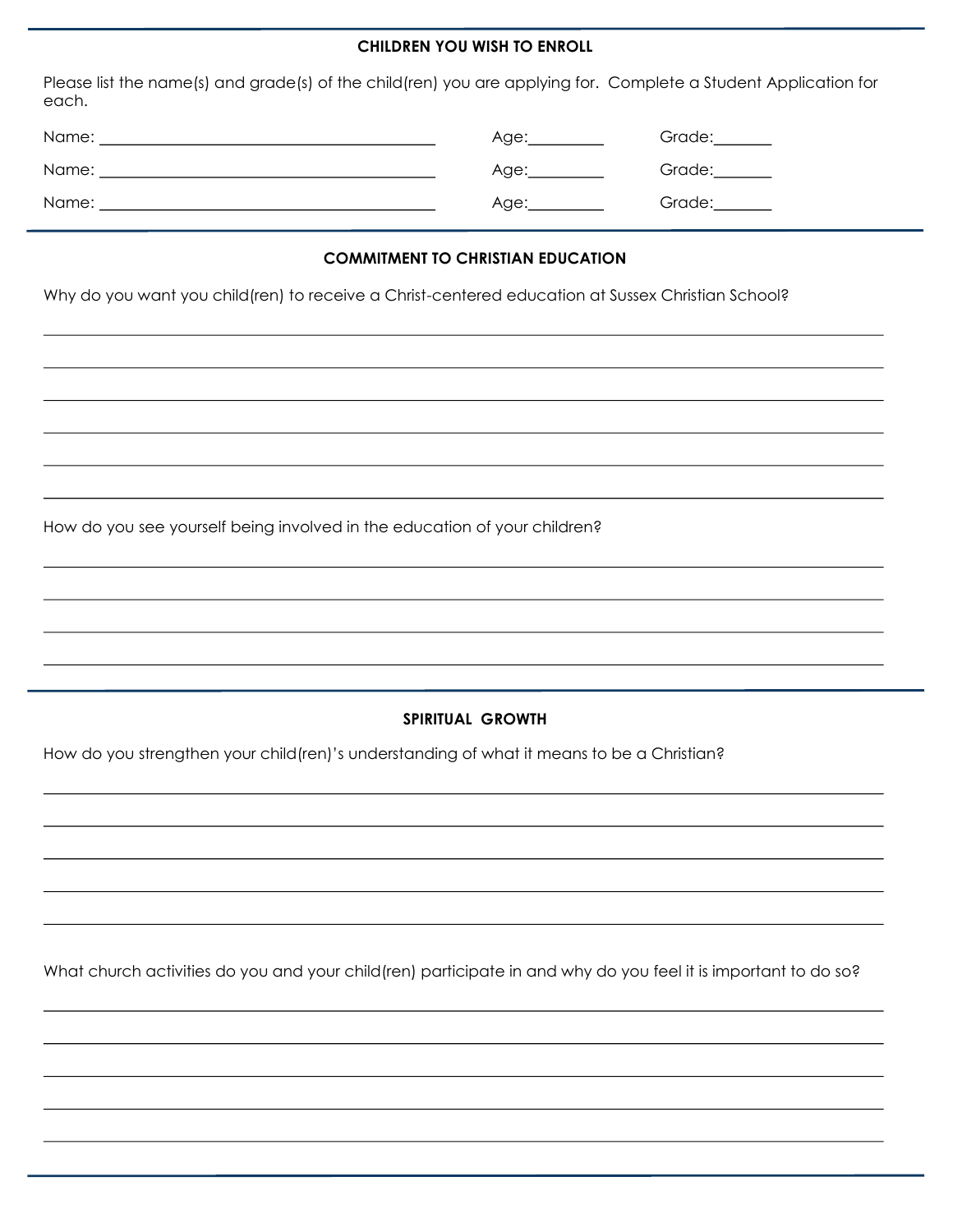## CHILDREN YOU WISH TO ENROLL

Please list the name(s) and grade(s) of the child(ren) you are applying for. Complete a Student Application for each.

Name: ________________________________ Age:________ Grade:______

Name: ________________________________ Age:________ Grade:______

Name: ________________________________ Age:________ Grade:______

## COMMITMENT TO CHRISTIAN EDUCATION

Why do you want you child(ren) to receive a Christ-centered education at Sussex Christian School?

______________________________________________________________________________

______________________________________________________________________________

______________________________________________________________________________

______________________________________________________________________________

______________________________________________________________________________

______________________________________________________________________________

How do you see yourself being involved in the education of your children?

______________________________________________________________________________

______________________________________________________________________________

______________________________________________________________________________

______________________________________________________________________________

## SPIRITUAL GROWTH

How do you strengthen your child(ren)'s understanding of what it means to be a Christian?

______________________________________________________________________________

______________________________________________________________________________

______________________________________________________________________________

______________________________________________________________________________

______________________________________________________________________________

What church activities do you and your child(ren) participate in and why do you feel it is important to do so?

______________________________________________________________________________

______________________________________________________________________________

______________________________________________________________________________

______________________________________________________________________________

______________________________________________________________________________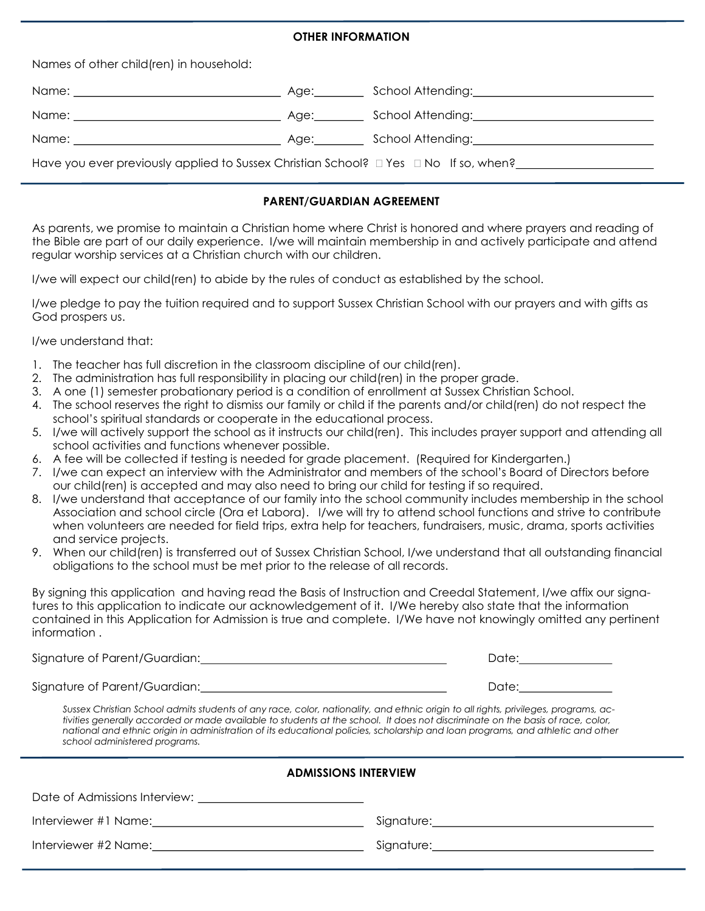## OTHER INFORMATION

Names of other child(ren) in household:

Name: ______________________ Age:________ School Attending:______________________

Name: ______________________ Age:________ School Attending:______________________

Name: ______________________ Age:________ School Attending:______________________

Have you ever previously applied to Sussex Christian School? ☐ Yes ☐ No If so, when?______________________

## PARENT/GUARDIAN AGREEMENT

As parents, we promise to maintain a Christian home where Christ is honored and where prayers and reading of the Bible are part of our daily experience. I/we will maintain membership in and actively participate and attend regular worship services at a Christian church with our children.

I/we will expect our child(ren) to abide by the rules of conduct as established by the school.

I/we pledge to pay the tuition required and to support Sussex Christian School with our prayers and with gifts as God prospers us.

I/we understand that:

1. The teacher has full discretion in the classroom discipline of our child(ren).
2. The administration has full responsibility in placing our child(ren) in the proper grade.
3. A one (1) semester probationary period is a condition of enrollment at Sussex Christian School.
4. The school reserves the right to dismiss our family or child if the parents and/or child(ren) do not respect the school's spiritual standards or cooperate in the educational process.
5. I/we will actively support the school as it instructs our child(ren). This includes prayer support and attending all school activities and functions whenever possible.
6. A fee will be collected if testing is needed for grade placement. (Required for Kindergarten.)
7. I/we can expect an interview with the Administrator and members of the school's Board of Directors before our child(ren) is accepted and may also need to bring our child for testing if so required.
8. I/we understand that acceptance of our family into the school community includes membership in the school Association and school circle (Ora et Labora). I/we will try to attend school functions and strive to contribute when volunteers are needed for field trips, extra help for teachers, fundraisers, music, drama, sports activities and service projects.
9. When our child(ren) is transferred out of Sussex Christian School, I/we understand that all outstanding financial obligations to the school must be met prior to the release of all records.

By signing this application and having read the Basis of Instruction and Creedal Statement, I/we affix our signatures to this application to indicate our acknowledgement of it. I/We hereby also state that the information contained in this Application for Admission is true and complete. I/We have not knowingly omitted any pertinent information .

Signature of Parent/Guardian:______________________________ Date:______________

Signature of Parent/Guardian:______________________________ Date:______________

*Sussex Christian School admits students of any race, color, nationality, and ethnic origin to all rights, privileges, programs, activities generally accorded or made available to students at the school. It does not discriminate on the basis of race, color, national and ethnic origin in administration of its educational policies, scholarship and loan programs, and athletic and other school administered programs.*

## ADMISSIONS INTERVIEW

Date of Admissions Interview: ______________________

Interviewer #1 Name:______________________ Signature:______________________

Interviewer #2 Name:______________________ Signature:______________________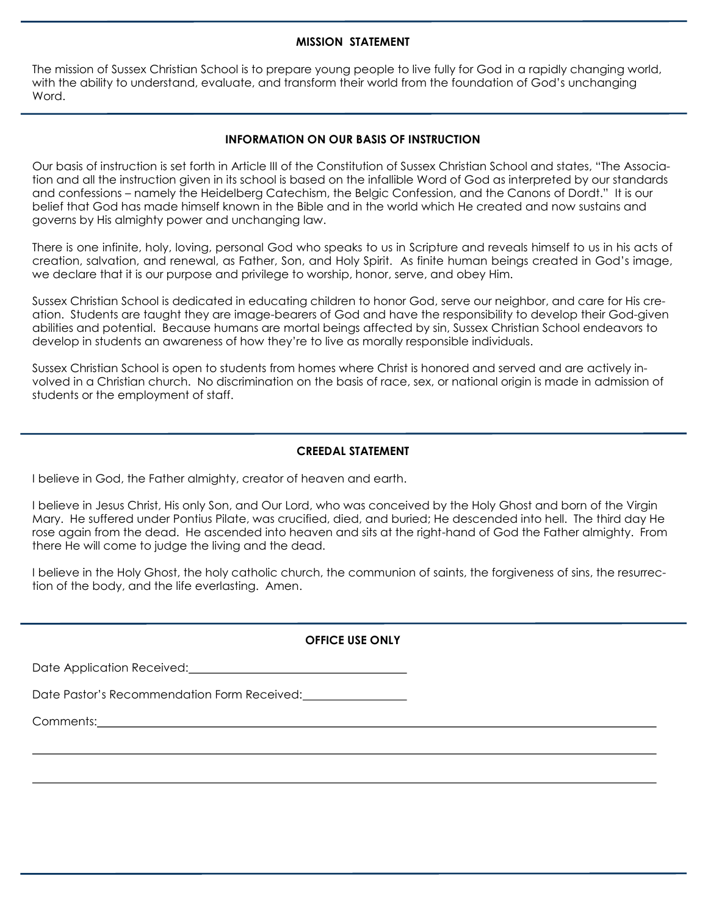## MISSION STATEMENT

The mission of Sussex Christian School is to prepare young people to live fully for God in a rapidly changing world, with the ability to understand, evaluate, and transform their world from the foundation of God's unchanging Word.

## INFORMATION ON OUR BASIS OF INSTRUCTION

Our basis of instruction is set forth in Article III of the Constitution of Sussex Christian School and states, "The Association and all the instruction given in its school is based on the infallible Word of God as interpreted by our standards and confessions – namely the Heidelberg Catechism, the Belgic Confession, and the Canons of Dordt." It is our belief that God has made himself known in the Bible and in the world which He created and now sustains and governs by His almighty power and unchanging law.

There is one infinite, holy, loving, personal God who speaks to us in Scripture and reveals himself to us in his acts of creation, salvation, and renewal, as Father, Son, and Holy Spirit. As finite human beings created in God's image, we declare that it is our purpose and privilege to worship, honor, serve, and obey Him.

Sussex Christian School is dedicated in educating children to honor God, serve our neighbor, and care for His creation. Students are taught they are image-bearers of God and have the responsibility to develop their God-given abilities and potential. Because humans are mortal beings affected by sin, Sussex Christian School endeavors to develop in students an awareness of how they're to live as morally responsible individuals.

Sussex Christian School is open to students from homes where Christ is honored and served and are actively involved in a Christian church. No discrimination on the basis of race, sex, or national origin is made in admission of students or the employment of staff.

## CREEDAL STATEMENT

I believe in God, the Father almighty, creator of heaven and earth.

I believe in Jesus Christ, His only Son, and Our Lord, who was conceived by the Holy Ghost and born of the Virgin Mary. He suffered under Pontius Pilate, was crucified, died, and buried; He descended into hell. The third day He rose again from the dead. He ascended into heaven and sits at the right-hand of God the Father almighty. From there He will come to judge the living and the dead.

I believe in the Holy Ghost, the holy catholic church, the communion of saints, the forgiveness of sins, the resurrection of the body, and the life everlasting. Amen.

## OFFICE USE ONLY

Date Application Received:____________________________________

Date Pastor's Recommendation Form Received:_________________

Comments:______________________________________________________________________________________________

_____________________________________________________________________________________________________

_____________________________________________________________________________________________________